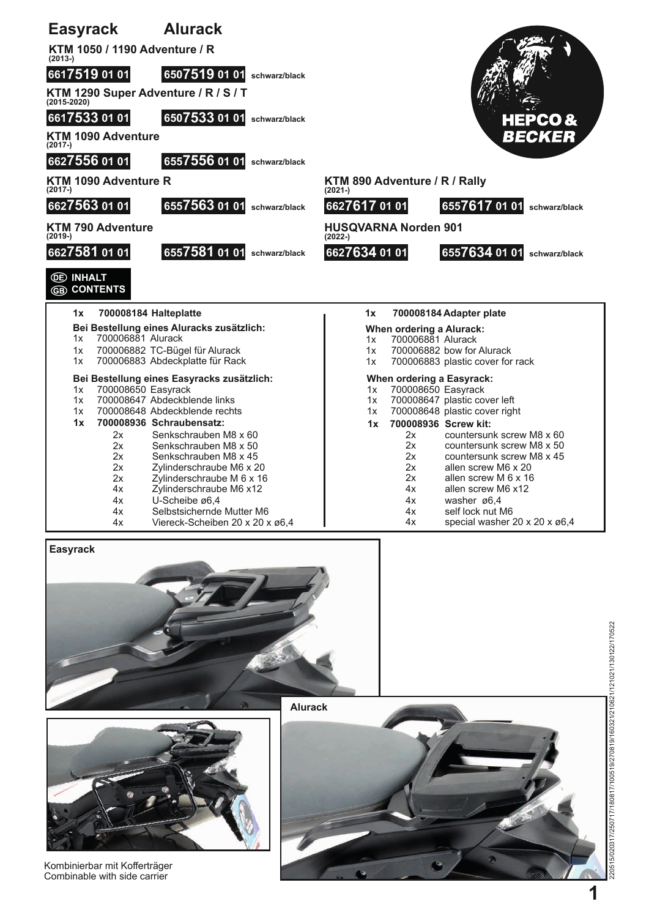# Easyrack Alurack

**KTM 1050 / 1190 Adventure / R**
(2013-)

| Easyrack | Alurack | |
|---|---|---|
| 6617519 01 01 | 6507519 01 01 | schwarz/black |

**KTM 1290 Super Adventure / R / S / T**
(2015-2020)

| Easyrack | Alurack | |
|---|---|---|
| 6617533 01 01 | 6507533 01 01 | schwarz/black |

**KTM 1090 Adventure**
(2017-)

| Easyrack | Alurack | |
|---|---|---|
| 6627556 01 01 | 6557556 01 01 | schwarz/black |

**KTM 1090 Adventure R**
(2017-)

| Easyrack | Alurack | |
|---|---|---|
| 6627563 01 01 | 6557563 01 01 | schwarz/black |

**KTM 790 Adventure**
(2019-)

| Easyrack | Alurack | |
|---|---|---|
| 6627581 01 01 | 6557581 01 01 | schwarz/black |

**KTM 890 Adventure / R / Rally**
(2021-)

| Easyrack | Alurack | |
|---|---|---|
| 6627617 01 01 | 6557617 01 01 | schwarz/black |

**HUSQVARNA Norden 901**
(2022-)

| Easyrack | Alurack | |
|---|---|---|
| 6627634 01 01 | 6557634 01 01 | schwarz/black |

HEPCO & BECKER

## DE INHALT / GB CONTENTS

**1x 700008184 Halteplatte**

**Bei Bestellung eines Aluracks zusätzlich:**
- 1x 700006881 Alurack
- 1x 700006882 TC-Bügel für Alurack
- 1x 700006883 Abdeckplatte für Rack

**Bei Bestellung eines Easyracks zusätzlich:**
- 1x 700008650 Easyrack
- 1x 700008647 Abdeckblende links
- 1x 700008648 Abdeckblende rechts
- **1x 700008936 Schraubensatz:**
  - 2x Senkschrauben M8 x 60
  - 2x Senkschrauben M8 x 50
  - 2x Senkschrauben M8 x 45
  - 2x Zylinderschraube M6 x 20
  - 2x Zylinderschraube M 6 x 16
  - 4x Zylinderschraube M6 x12
  - 4x U-Scheibe ø6,4
  - 4x Selbstsichernde Mutter M6
  - 4x Viereck-Scheiben 20 x 20 x ø6,4

**1x 700008184 Adapter plate**

**When ordering a Alurack:**
- 1x 700006881 Alurack
- 1x 700006882 bow for Alurack
- 1x 700006883 plastic cover for rack

**When ordering a Easyrack:**
- 1x 700008650 Easyrack
- 1x 700008647 plastic cover left
- 1x 700008648 plastic cover right
- **1x 700008936 Screw kit:**
  - 2x countersunk screw M8 x 60
  - 2x countersunk screw M8 x 50
  - 2x countersunk screw M8 x 45
  - 2x allen screw M6 x 20
  - 2x allen screw M 6 x 16
  - 4x allen screw M6 x12
  - 4x washer ø6,4
  - 4x self lock nut M6
  - 4x special washer 20 x 20 x ø6,4

Easyrack

Alurack

Kombinierbar mit Kofferträger
Combinable with side carrier

220515/020317/250717/180817/100519/270819/160321/210621/121021/130122/170522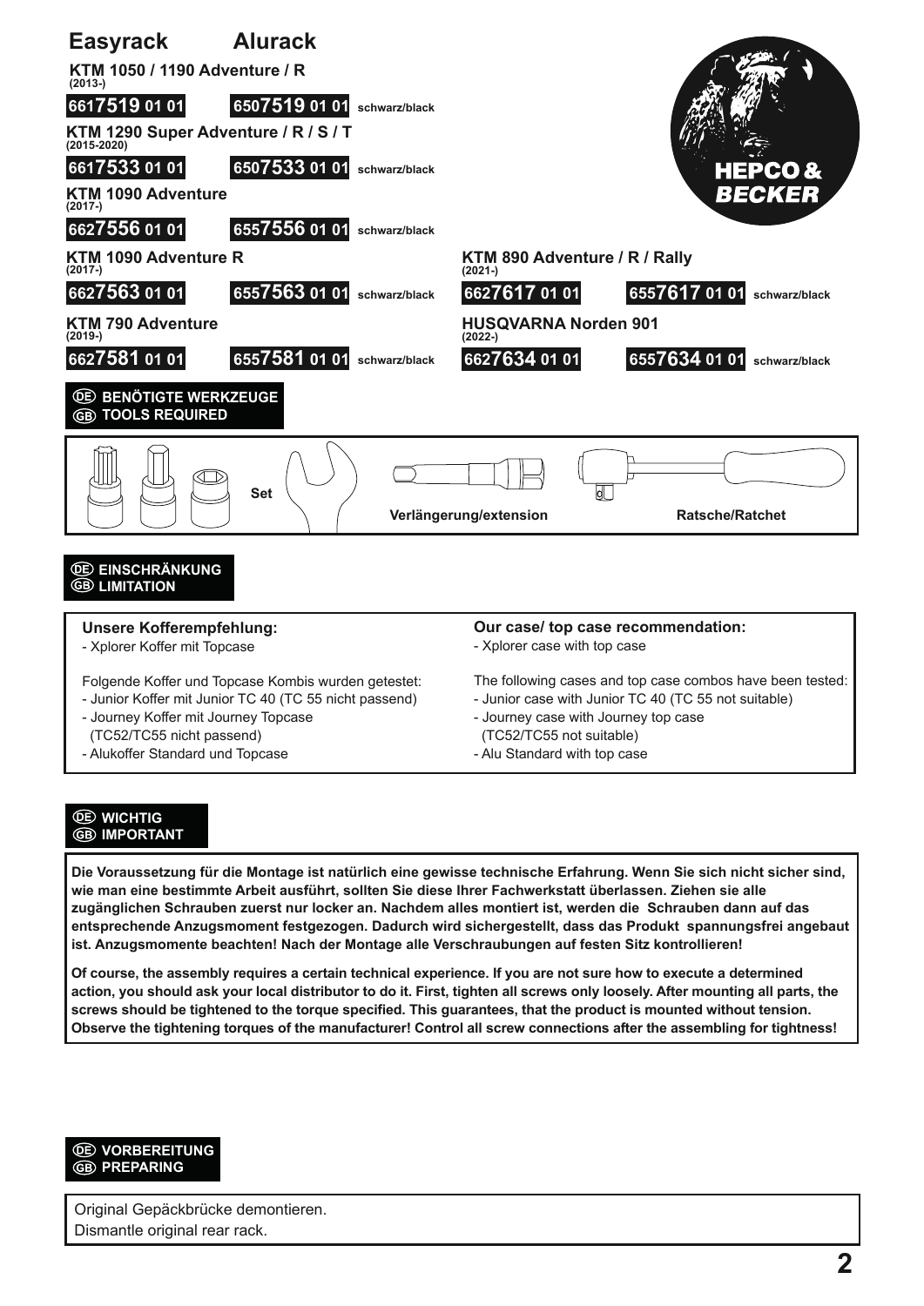# Easyrack Alurack

| Model | Easyrack | Alurack | |
|---|---|---|---|
| **KTM 1050 / 1190 Adventure / R** (2013-) | 6617519 01 01 | 6507519 01 01 | schwarz/black |
| **KTM 1290 Super Adventure / R / S / T** (2015-2020) | 6617533 01 01 | 6507533 01 01 | schwarz/black |
| **KTM 1090 Adventure** (2017-) | 6627556 01 01 | 6557556 01 01 | schwarz/black |
| **KTM 1090 Adventure R** (2017-) | 6627563 01 01 | 6557563 01 01 | schwarz/black |
| **KTM 790 Adventure** (2019-) | 6627581 01 01 | 6557581 01 01 | schwarz/black |
| **KTM 890 Adventure / R / Rally** (2021-) | 6627617 01 01 | 6557617 01 01 | schwarz/black |
| **HUSQVARNA Norden 901** (2022-) | 6627634 01 01 | 6557634 01 01 | schwarz/black |

HEPCO & BECKER

## DE BENÖTIGTE WERKZEUGE / GB TOOLS REQUIRED

Set

Verlängerung/extension

Ratsche/Ratchet

## DE EINSCHRÄNKUNG / GB LIMITATION

**Unsere Kofferempfehlung:**
- Xplorer Koffer mit Topcase

Folgende Koffer und Topcase Kombis wurden getestet:
- Junior Koffer mit Junior TC 40 (TC 55 nicht passend)
- Journey Koffer mit Journey Topcase (TC52/TC55 nicht passend)
- Alukoffer Standard und Topcase

**Our case/ top case recommendation:**
- Xplorer case with top case

The following cases and top case combos have been tested:
- Junior case with Junior TC 40 (TC 55 not suitable)
- Journey case with Journey top case (TC52/TC55 not suitable)
- Alu Standard with top case

## DE WICHTIG / GB IMPORTANT

**Die Voraussetzung für die Montage ist natürlich eine gewisse technische Erfahrung. Wenn Sie sich nicht sicher sind, wie man eine bestimmte Arbeit ausführt, sollten Sie diese Ihrer Fachwerkstatt überlassen. Ziehen sie alle zugänglichen Schrauben zuerst nur locker an. Nachdem alles montiert ist, werden die Schrauben dann auf das entsprechende Anzugsmoment festgezogen. Dadurch wird sichergestellt, dass das Produkt spannungsfrei angebaut ist. Anzugsmomente beachten! Nach der Montage alle Verschraubungen auf festen Sitz kontrollieren!**

**Of course, the assembly requires a certain technical experience. If you are not sure how to execute a determined action, you should ask your local distributor to do it. First, tighten all screws only loosely. After mounting all parts, the screws should be tightened to the torque specified. This guarantees, that the product is mounted without tension. Observe the tightening torques of the manufacturer! Control all screw connections after the assembling for tightness!**

## DE VORBEREITUNG / GB PREPARING

Original Gepäckbrücke demontieren.
Dismantle original rear rack.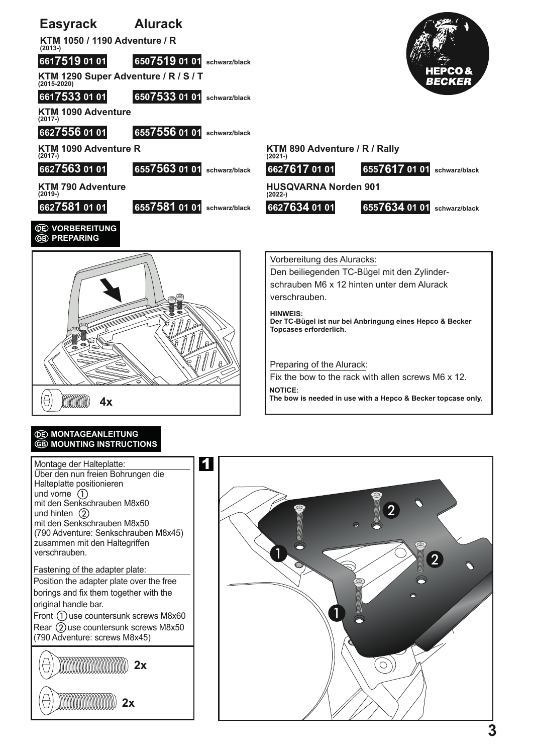# Easyrack Alurack

**KTM 1050 / 1190 Adventure / R** (2013-)

| Easyrack | Alurack | |
|---|---|---|
| 6617519 01 01 | 6507519 01 01 | schwarz/black |

**KTM 1290 Super Adventure / R / S / T** (2015-2020)

| Easyrack | Alurack | |
|---|---|---|
| 6617533 01 01 | 6507533 01 01 | schwarz/black |

**KTM 1090 Adventure** (2017-)

| Easyrack | Alurack | |
|---|---|---|
| 6627556 01 01 | 6557556 01 01 | schwarz/black |

**KTM 1090 Adventure R** (2017-)

| Easyrack | Alurack | |
|---|---|---|
| 6627563 01 01 | 6557563 01 01 | schwarz/black |

**KTM 790 Adventure** (2019-)

| Easyrack | Alurack | |
|---|---|---|
| 6627581 01 01 | 6557581 01 01 | schwarz/black |

**KTM 890 Adventure / R / Rally** (2021-)

| Easyrack | Alurack | |
|---|---|---|
| 6627617 01 01 | 6557617 01 01 | schwarz/black |

**HUSQVARNA Norden 901** (2022-)

| Easyrack | Alurack | |
|---|---|---|
| 6627634 01 01 | 6557634 01 01 | schwarz/black |

## DE VORBEREITUNG / GB PREPARING

4x

Vorbereitung des Aluracks:
Den beiliegenden TC-Bügel mit den Zylinderschrauben M6 x 12 hinten unter dem Alurack verschrauben.

**HINWEIS:**
**Der TC-Bügel ist nur bei Anbringung eines Hepco & Becker Topcases erforderlich.**

Preparing of the Alurack:
Fix the bow to the rack with allen screws M6 x 12.

**NOTICE:**
**The bow is needed in use with a Hepco & Becker topcase only.**

## DE MONTAGEANLEITUNG / GB MOUNTING INSTRUCTIONS

**1**

Montage der Halteplatte:
Über den nun freien Bohrungen die Halteplatte positionieren
und vorne (1)
mit den Senkschrauben M8x60
und hinten (2)
mit den Senkschrauben M8x50
(790 Adventure: Senkschrauben M8x45)
zusammen mit den Haltegriffen verschrauben.

Fastening of the adapter plate:
Position the adapter plate over the free borings and fix them together with the original handle bar.
Front (1) use countersunk screws M8x60
Rear (2) use countersunk screws M8x50
(790 Adventure: screws M8x45)

2x

2x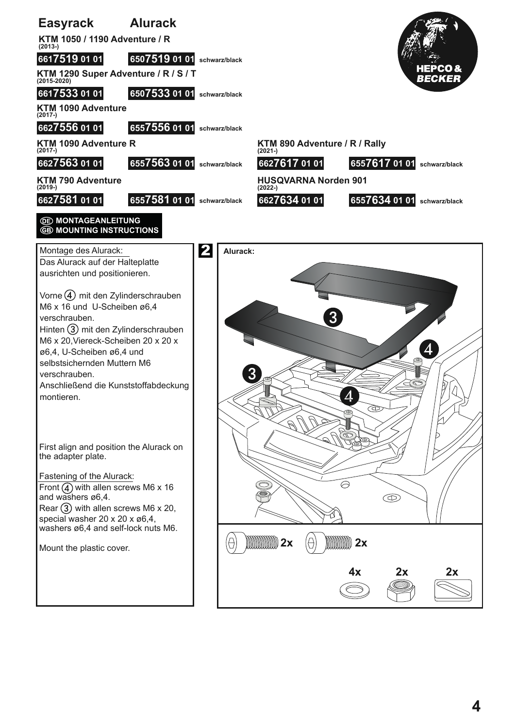# Easyrack Alurack

**KTM 1050 / 1190 Adventure / R**
(2013-)

| Easyrack | Alurack | |
|---|---|---|
| 6617519 01 01 | 6507519 01 01 | schwarz/black |

**KTM 1290 Super Adventure / R / S / T**
(2015-2020)

| Easyrack | Alurack | |
|---|---|---|
| 6617533 01 01 | 6507533 01 01 | schwarz/black |

**KTM 1090 Adventure**
(2017-)

| Easyrack | Alurack | |
|---|---|---|
| 6627556 01 01 | 6557556 01 01 | schwarz/black |

**KTM 1090 Adventure R**
(2017-)

| Easyrack | Alurack | |
|---|---|---|
| 6627563 01 01 | 6557563 01 01 | schwarz/black |

**KTM 790 Adventure**
(2019-)

| Easyrack | Alurack | |
|---|---|---|
| 6627581 01 01 | 6557581 01 01 | schwarz/black |

**KTM 890 Adventure / R / Rally**
(2021-)

| Easyrack | Alurack | |
|---|---|---|
| 6627617 01 01 | 6557617 01 01 | schwarz/black |

**HUSQVARNA Norden 901**
(2022-)

| Easyrack | Alurack | |
|---|---|---|
| 6627634 01 01 | 6557634 01 01 | schwarz/black |

**DE MONTAGEANLEITUNG**
**GB MOUNTING INSTRUCTIONS**

## 2

Montage des Alurack:
Das Alurack auf der Halteplatte ausrichten und positionieren.

Vorne (4) mit den Zylinderschrauben M6 x 16 und U-Scheiben ø6,4 verschrauben.
Hinten (3) mit den Zylinderschrauben M6 x 20,Viereck-Scheiben 20 x 20 x ø6,4, U-Scheiben ø6,4 und selbstsichernden Muttern M6 verschrauben.
Anschließend die Kunststoffabdeckung montieren.

First align and position the Alurack on the adapter plate.

Fastening of the Alurack:
Front (4) with allen screws M6 x 16 and washers ø6,4.
Rear (3) with allen screws M6 x 20, special washer 20 x 20 x ø6,4, washers ø6,4 and self-lock nuts M6.

Mount the plastic cover.

Alurack:

3, 4, 3, 4

2x 2x

4x 2x 2x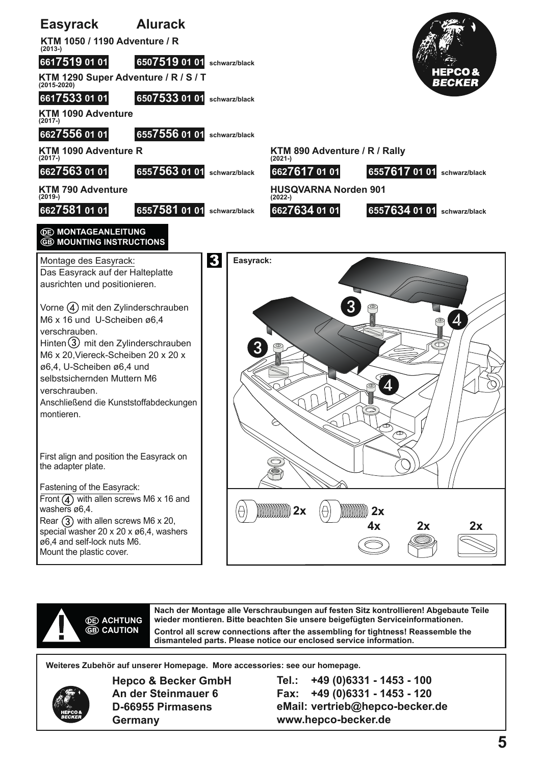# Easyrack Alurack

**KTM 1050 / 1190 Adventure / R**
(2013-)

**6617519 01 01** | **6507519 01 01** schwarz/black

**KTM 1290 Super Adventure / R / S / T**
(2015-2020)

**6617533 01 01** | **6507533 01 01** schwarz/black

**KTM 1090 Adventure**
(2017-)

**6627556 01 01** | **6557556 01 01** schwarz/black

**KTM 1090 Adventure R**
(2017-)

**6627563 01 01** | **6557563 01 01** schwarz/black

**KTM 790 Adventure**
(2019-)

**6627581 01 01** | **6557581 01 01** schwarz/black

**KTM 890 Adventure / R / Rally**
(2021-)

**6627617 01 01** | **6557617 01 01** schwarz/black

**HUSQVARNA Norden 901**
(2022-)

**6627634 01 01** | **6557634 01 01** schwarz/black

## DE MONTAGEANLEITUNG
## GB MOUNTING INSTRUCTIONS

Montage des Easyrack:
Das Easyrack auf der Halteplatte ausrichten und positionieren.

Vorne (4) mit den Zylinderschrauben M6 x 16 und U-Scheiben ø6,4 verschrauben.
Hinten (3) mit den Zylinderschrauben M6 x 20, Viereck-Scheiben 20 x 20 x ø6,4, U-Scheiben ø6,4 und selbstsichernden Muttern M6 verschrauben.
Anschließend die Kunststoffabdeckungen montieren.

First align and position the Easyrack on the adapter plate.

Fastening of the Easyrack:
Front (4) with allen screws M6 x 16 and washers ø6,4.
Rear (3) with allen screws M6 x 20, special washer 20 x 20 x ø6,4, washers ø6,4 and self-lock nuts M6.
Mount the plastic cover.

**3** Easyrack:

3 | 4 | 3 | 4

2x | 2x | 4x | 2x | 2x

**DE ACHTUNG**
**GB CAUTION**

**Nach der Montage alle Verschraubungen auf festen Sitz kontrollieren! Abgebaute Teile wieder montieren. Bitte beachten Sie unsere beigefügten Serviceinformationen.**

**Control all screw connections after the assembling for tightness! Reassemble the dismanteled parts. Please notice our enclosed service information.**

**Weiteres Zubehör auf unserer Homepage. More accessories: see our homepage.**

**Hepco & Becker GmbH**
**An der Steinmauer 6**
**D-66955 Pirmasens**
**Germany**

**Tel.: +49 (0)6331 - 1453 - 100**
**Fax: +49 (0)6331 - 1453 - 120**
**eMail: vertrieb@hepco-becker.de**
**www.hepco-becker.de**